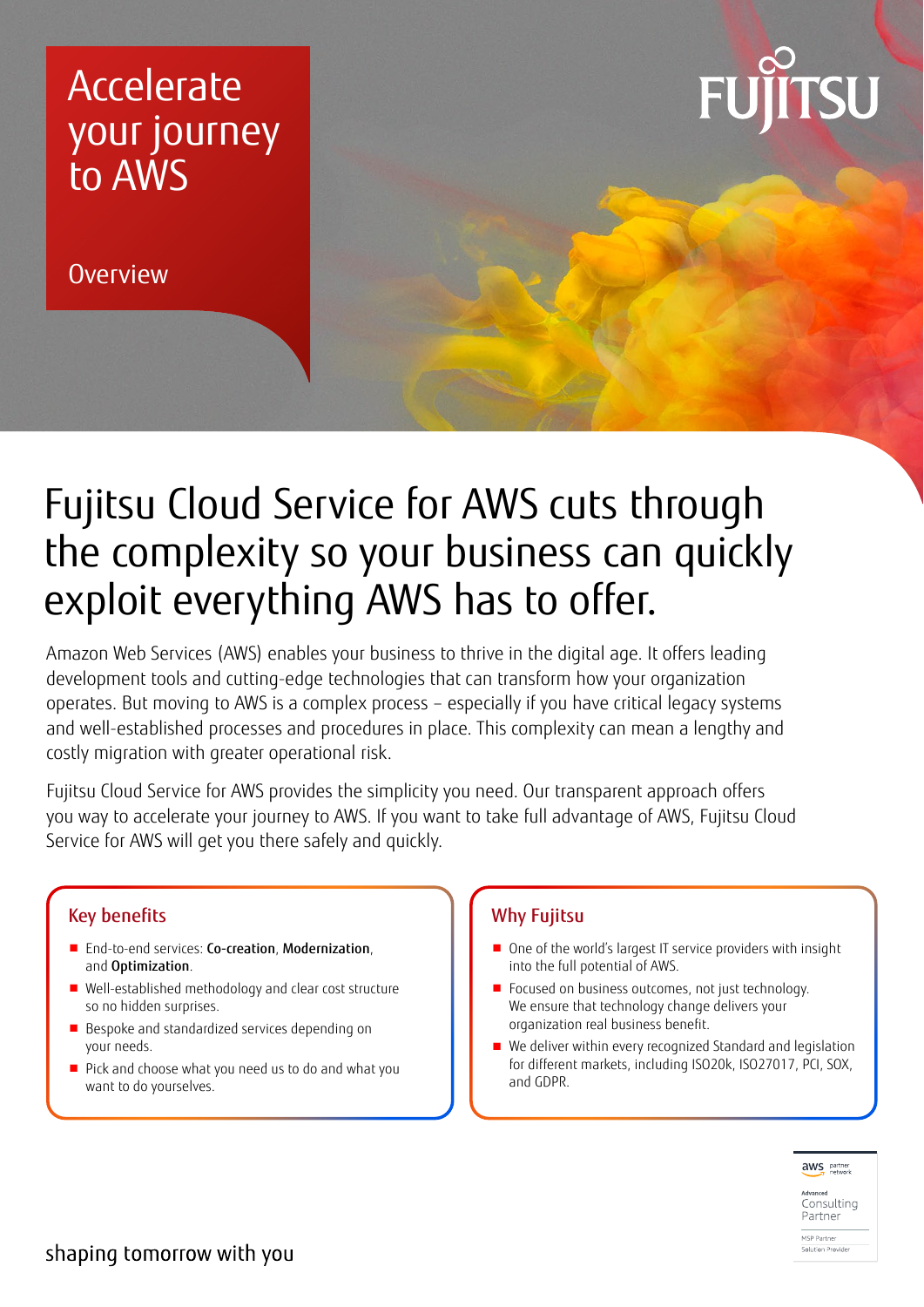# Accelerate your journey to AWS

Overview

FUJITSU

## Fujitsu Cloud Service for AWS cuts through the complexity so your business can quickly exploit everything AWS has to offer.

Amazon Web Services (AWS) enables your business to thrive in the digital age. It offers leading development tools and cutting-edge technologies that can transform how your organization operates. But moving to AWS is a complex process – especially if you have critical legacy systems and well-established processes and procedures in place. This complexity can mean a lengthy and costly migration with greater operational risk.

Fujitsu Cloud Service for AWS provides the simplicity you need. Our transparent approach offers you way to accelerate your journey to AWS. If you want to take full advantage of AWS, Fujitsu Cloud Service for AWS will get you there safely and quickly.

### Key benefits

- End-to-end services: **Co-creation**, **Modernization**, and **Optimization**.
- Well-established methodology and clear cost structure so no hidden surprises.
- Bespoke and standardized services depending on your needs.
- Pick and choose what you need us to do and what you want to do yourselves.

### Why Fujitsu

- One of the world's largest IT service providers with insight into the full potential of AWS.
- Focused on business outcomes, not just technology. We ensure that technology change delivers your organization real business benefit.
- We deliver within every recognized Standard and legislation for different markets, including ISO20k, ISO27017, PCI, SOX, and GDPR.

aws partner network
Advanced Consulting Partner
MSP Partner
Solution Provider

shaping tomorrow with you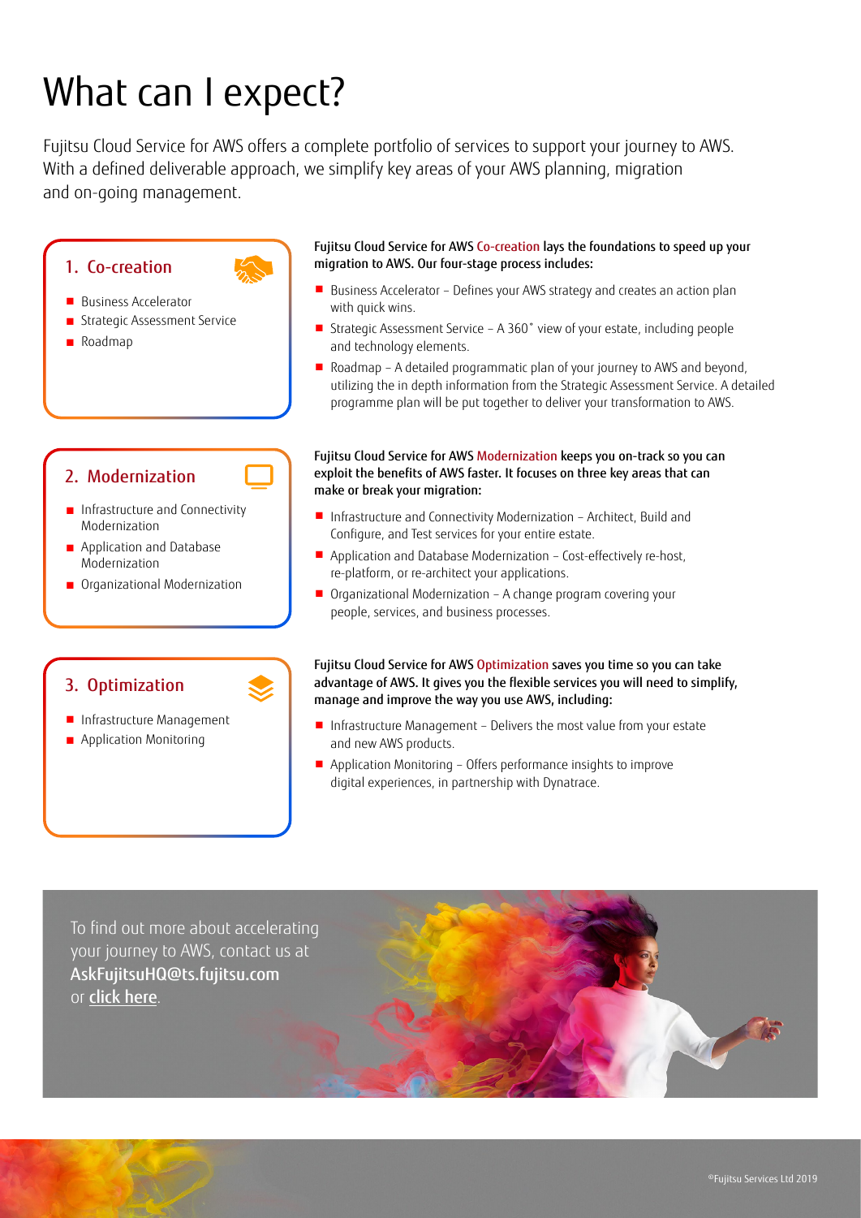# What can I expect?

Fujitsu Cloud Service for AWS offers a complete portfolio of services to support your journey to AWS. With a defined deliverable approach, we simplify key areas of your AWS planning, migration and on-going management.

## 1. Co-creation

- Business Accelerator
- Strategic Assessment Service
- Roadmap

**Fujitsu Cloud Service for AWS Co-creation lays the foundations to speed up your migration to AWS. Our four-stage process includes:**

- Business Accelerator – Defines your AWS strategy and creates an action plan with quick wins.
- Strategic Assessment Service – A 360˚ view of your estate, including people and technology elements.
- Roadmap – A detailed programmatic plan of your journey to AWS and beyond, utilizing the in depth information from the Strategic Assessment Service. A detailed programme plan will be put together to deliver your transformation to AWS.

## 2. Modernization

- Infrastructure and Connectivity Modernization
- Application and Database Modernization
- Organizational Modernization

**Fujitsu Cloud Service for AWS Modernization keeps you on-track so you can exploit the benefits of AWS faster. It focuses on three key areas that can make or break your migration:**

- Infrastructure and Connectivity Modernization – Architect, Build and Configure, and Test services for your entire estate.
- Application and Database Modernization – Cost-effectively re-host, re-platform, or re-architect your applications.
- Organizational Modernization – A change program covering your people, services, and business processes.

## 3. Optimization

- Infrastructure Management
- Application Monitoring

**Fujitsu Cloud Service for AWS Optimization saves you time so you can take advantage of AWS. It gives you the flexible services you will need to simplify, manage and improve the way you use AWS, including:**

- Infrastructure Management – Delivers the most value from your estate and new AWS products.
- Application Monitoring – Offers performance insights to improve digital experiences, in partnership with Dynatrace.

To find out more about accelerating your journey to AWS, contact us at **AskFujitsuHQ@ts.fujitsu.com** or click here.

©Fujitsu Services Ltd 2019